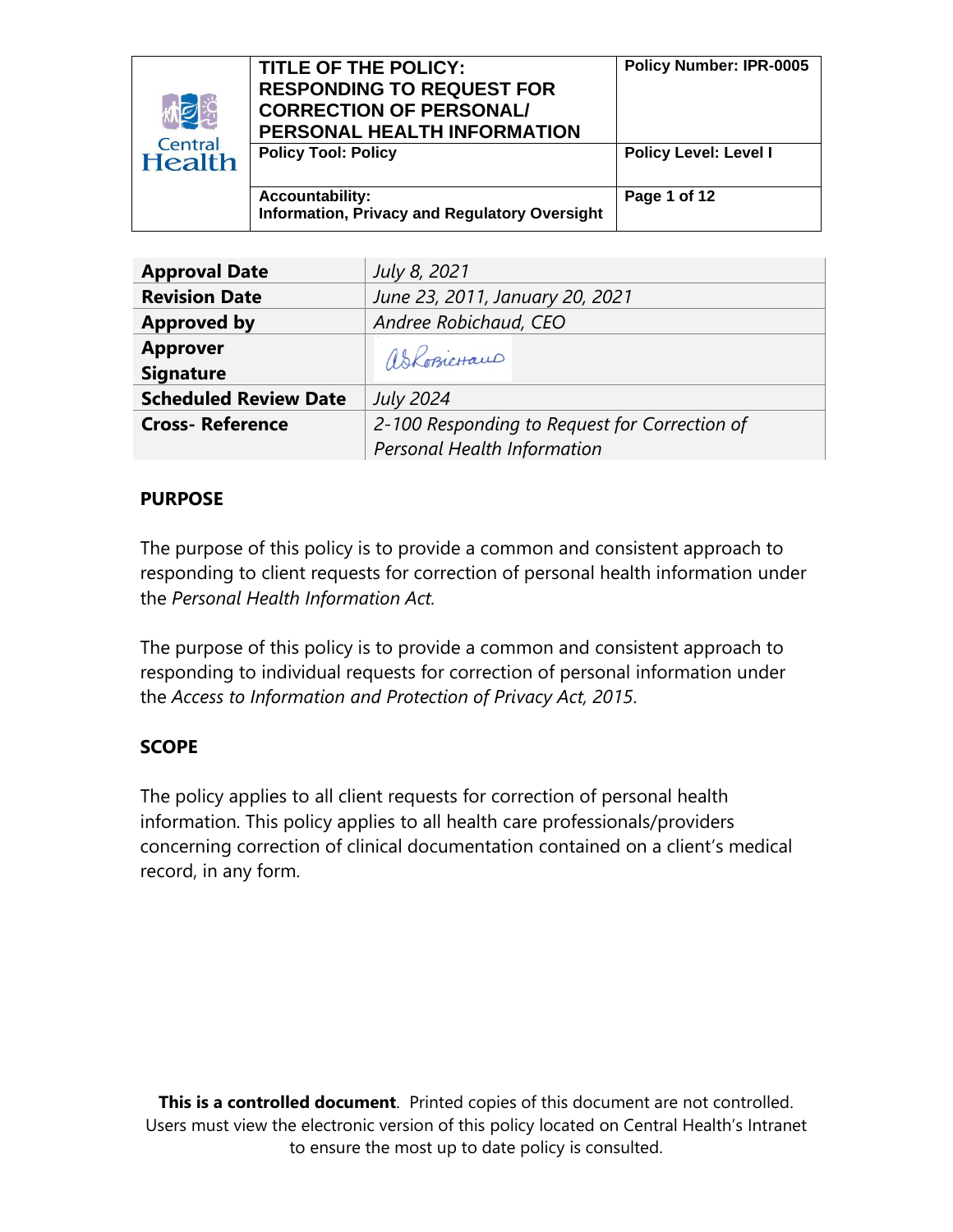| Central Health | TITLE OF THE POLICY: RESPONDING TO REQUEST FOR CORRECTION OF PERSONAL/ PERSONAL HEALTH INFORMATION | Policy Number: IPR-0005 |
|---|---|---|
| | Policy Tool: Policy | Policy Level: Level I |
| | Accountability: Information, Privacy and Regulatory Oversight | |

| | |
|---|---|
| **Approval Date** | *July 8, 2021* |
| **Revision Date** | *June 23, 2011, January 20, 2021* |
| **Approved by** | *Andree Robichaud, CEO* |
| **Approver Signature** | aSRobichaud |
| **Scheduled Review Date** | *July 2024* |
| **Cross- Reference** | *2-100 Responding to Request for Correction of Personal Health Information* |

## PURPOSE

The purpose of this policy is to provide a common and consistent approach to responding to client requests for correction of personal health information under the *Personal Health Information Act.*

The purpose of this policy is to provide a common and consistent approach to responding to individual requests for correction of personal information under the *Access to Information and Protection of Privacy Act, 2015*.

## SCOPE

The policy applies to all client requests for correction of personal health information. This policy applies to all health care professionals/providers concerning correction of clinical documentation contained on a client's medical record, in any form.

**This is a controlled document**. Printed copies of this document are not controlled. Users must view the electronic version of this policy located on Central Health's Intranet to ensure the most up to date policy is consulted.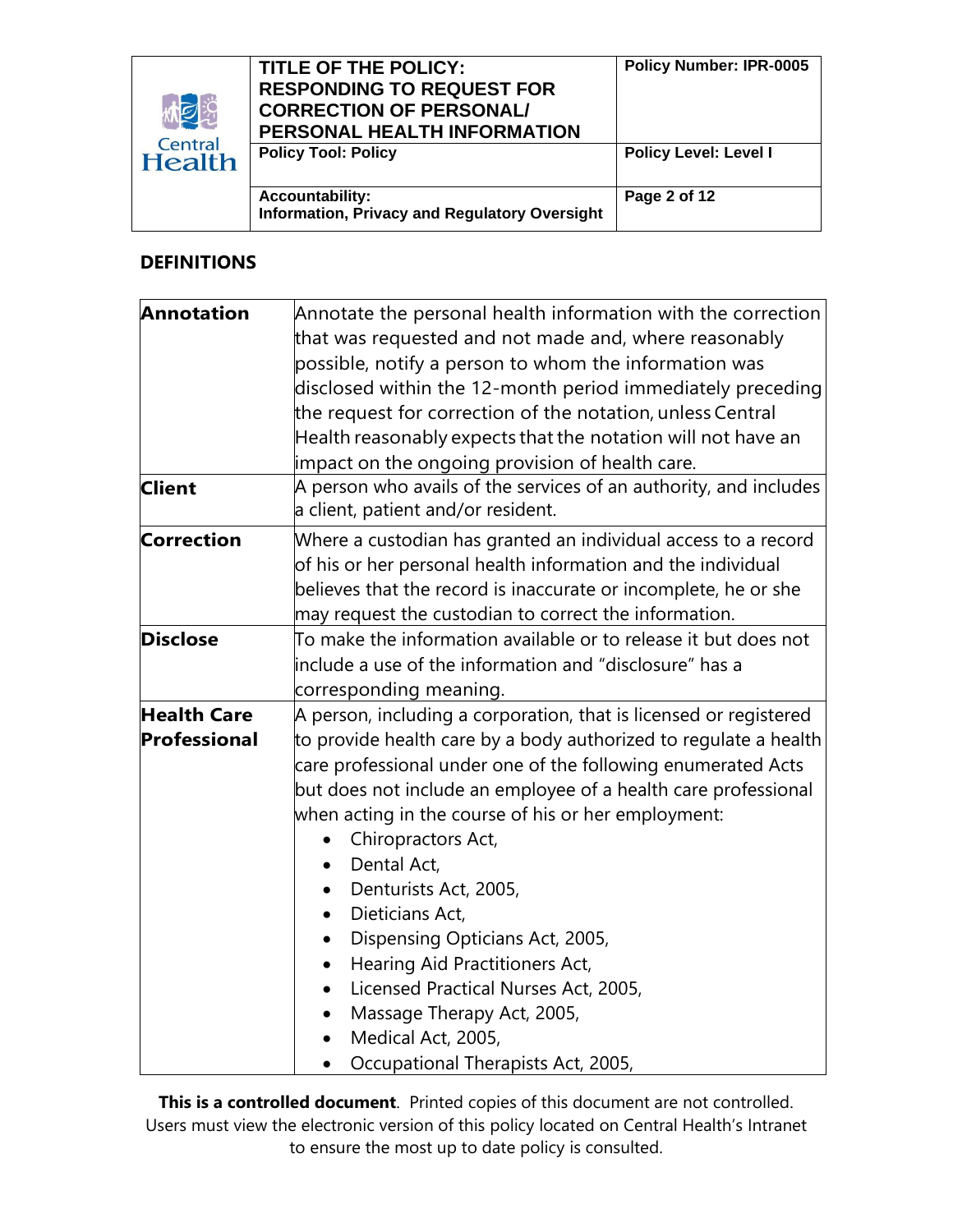## DEFINITIONS

| | |
|---|---|
| **Annotation** | Annotate the personal health information with the correction that was requested and not made and, where reasonably possible, notify a person to whom the information was disclosed within the 12-month period immediately preceding the request for correction of the notation, unless Central Health reasonably expects that the notation will not have an impact on the ongoing provision of health care. |
| **Client** | A person who avails of the services of an authority, and includes a client, patient and/or resident. |
| **Correction** | Where a custodian has granted an individual access to a record of his or her personal health information and the individual believes that the record is inaccurate or incomplete, he or she may request the custodian to correct the information. |
| **Disclose** | To make the information available or to release it but does not include a use of the information and "disclosure" has a corresponding meaning. |
| **Health Care Professional** | A person, including a corporation, that is licensed or registered to provide health care by a body authorized to regulate a health care professional under one of the following enumerated Acts but does not include an employee of a health care professional when acting in the course of his or her employment:<br>• Chiropractors Act,<br>• Dental Act,<br>• Denturists Act, 2005,<br>• Dieticians Act,<br>• Dispensing Opticians Act, 2005,<br>• Hearing Aid Practitioners Act,<br>• Licensed Practical Nurses Act, 2005,<br>• Massage Therapy Act, 2005,<br>• Medical Act, 2005,<br>• Occupational Therapists Act, 2005, |

**This is a controlled document**. Printed copies of this document are not controlled. Users must view the electronic version of this policy located on Central Health's Intranet to ensure the most up to date policy is consulted.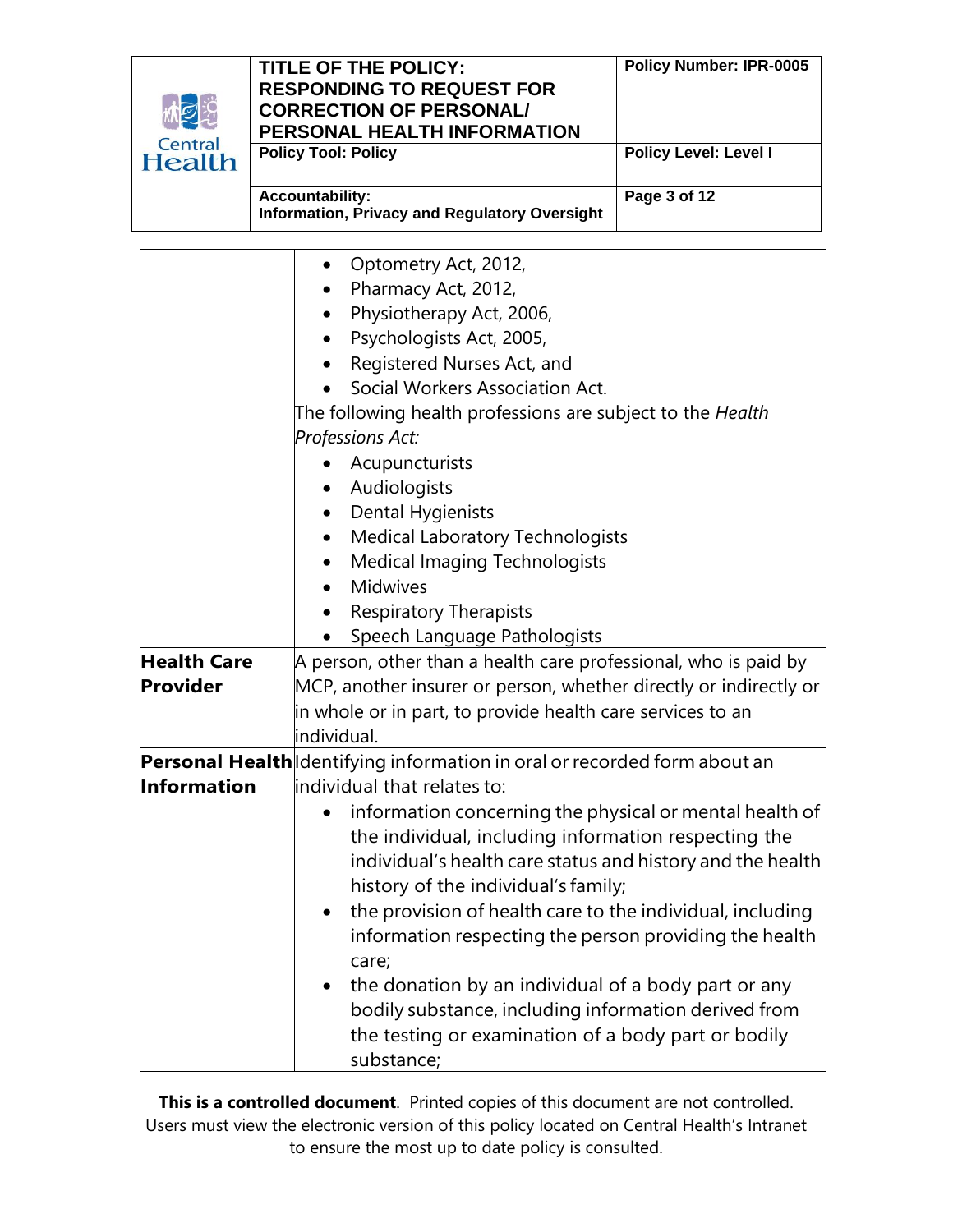| | |
|---|---|
| | • Optometry Act, 2012,<br>• Pharmacy Act, 2012,<br>• Physiotherapy Act, 2006,<br>• Psychologists Act, 2005,<br>• Registered Nurses Act, and<br>• Social Workers Association Act.<br>The following health professions are subject to the *Health Professions Act:*<br>• Acupuncturists<br>• Audiologists<br>• Dental Hygienists<br>• Medical Laboratory Technologists<br>• Medical Imaging Technologists<br>• Midwives<br>• Respiratory Therapists<br>• Speech Language Pathologists |
| **Health Care Provider** | A person, other than a health care professional, who is paid by MCP, another insurer or person, whether directly or indirectly or in whole or in part, to provide health care services to an individual. |
| **Personal Health Information** | Identifying information in oral or recorded form about an individual that relates to:<br>• information concerning the physical or mental health of the individual, including information respecting the individual's health care status and history and the health history of the individual's family;<br>• the provision of health care to the individual, including information respecting the person providing the health care;<br>• the donation by an individual of a body part or any bodily substance, including information derived from the testing or examination of a body part or bodily substance; |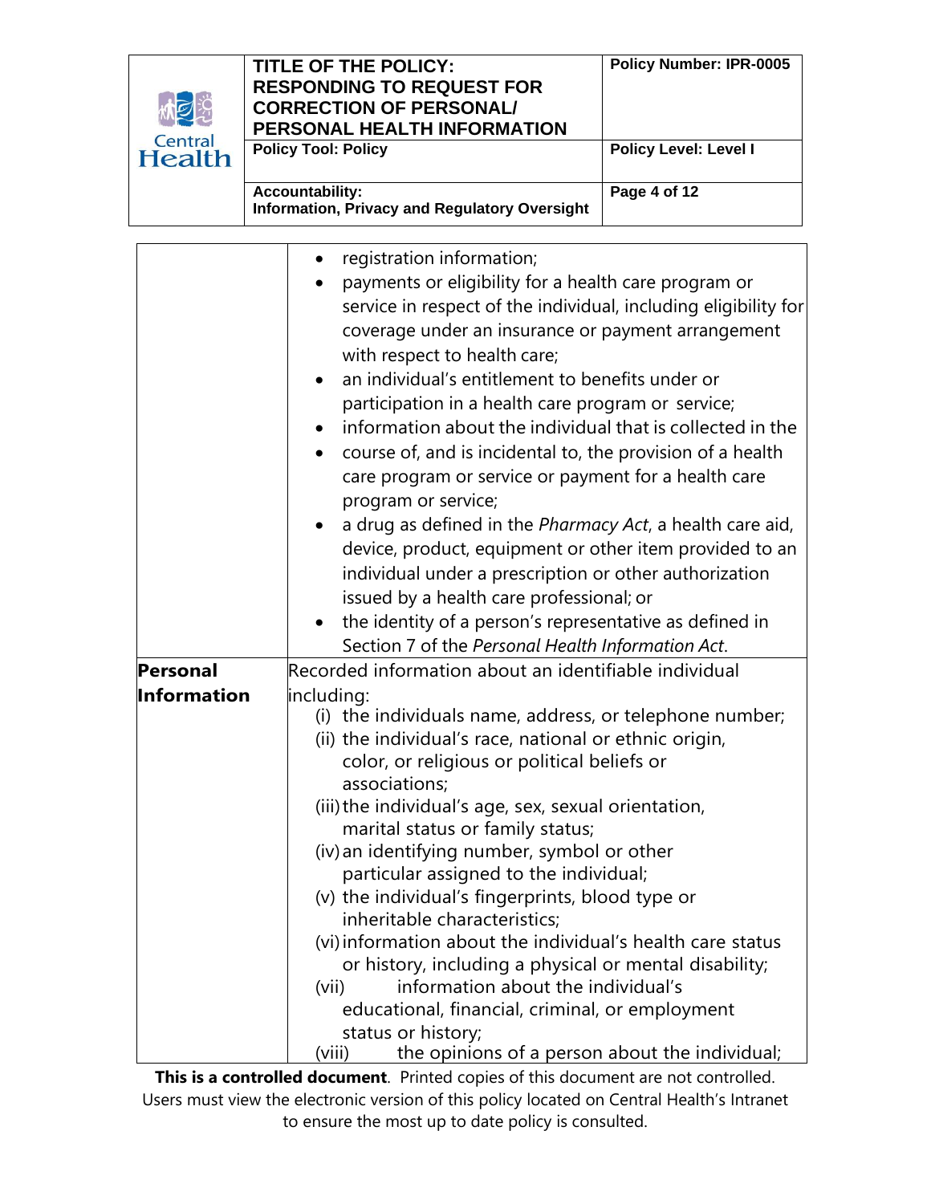| | |
|---|---|
| | • registration information;<br>• payments or eligibility for a health care program or service in respect of the individual, including eligibility for coverage under an insurance or payment arrangement with respect to health care;<br>• an individual's entitlement to benefits under or participation in a health care program or service;<br>• information about the individual that is collected in the<br>• course of, and is incidental to, the provision of a health care program or service or payment for a health care program or service;<br>• a drug as defined in the *Pharmacy Act*, a health care aid, device, product, equipment or other item provided to an individual under a prescription or other authorization issued by a health care professional; or<br>• the identity of a person's representative as defined in Section 7 of the *Personal Health Information Act*. |
| **Personal Information** | Recorded information about an identifiable individual including:<br>(i) the individuals name, address, or telephone number;<br>(ii) the individual's race, national or ethnic origin, color, or religious or political beliefs or associations;<br>(iii) the individual's age, sex, sexual orientation, marital status or family status;<br>(iv) an identifying number, symbol or other particular assigned to the individual;<br>(v) the individual's fingerprints, blood type or inheritable characteristics;<br>(vi) information about the individual's health care status or history, including a physical or mental disability;<br>(vii) information about the individual's educational, financial, criminal, or employment status or history;<br>(viii) the opinions of a person about the individual; |

**This is a controlled document**. Printed copies of this document are not controlled. Users must view the electronic version of this policy located on Central Health's Intranet to ensure the most up to date policy is consulted.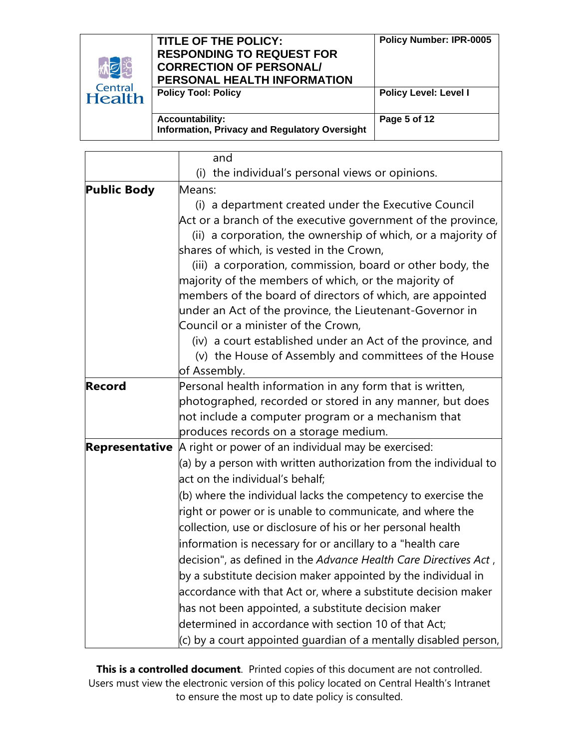| | |
|---|---|
| | and<br>(i) the individual's personal views or opinions. |
| **Public Body** | Means:<br>(i) a department created under the Executive Council Act or a branch of the executive government of the province,<br>(ii) a corporation, the ownership of which, or a majority of shares of which, is vested in the Crown,<br>(iii) a corporation, commission, board or other body, the majority of the members of which, or the majority of members of the board of directors of which, are appointed under an Act of the province, the Lieutenant-Governor in Council or a minister of the Crown,<br>(iv) a court established under an Act of the province, and<br>(v) the House of Assembly and committees of the House of Assembly. |
| **Record** | Personal health information in any form that is written, photographed, recorded or stored in any manner, but does not include a computer program or a mechanism that produces records on a storage medium. |
| **Representative** | A right or power of an individual may be exercised:<br>(a) by a person with written authorization from the individual to act on the individual's behalf;<br>(b) where the individual lacks the competency to exercise the right or power or is unable to communicate, and where the collection, use or disclosure of his or her personal health information is necessary for or ancillary to a "health care decision", as defined in the *Advance Health Care Directives Act* , by a substitute decision maker appointed by the individual in accordance with that Act or, where a substitute decision maker has not been appointed, a substitute decision maker determined in accordance with section 10 of that Act;<br>(c) by a court appointed guardian of a mentally disabled person, |

**This is a controlled document**. Printed copies of this document are not controlled. Users must view the electronic version of this policy located on Central Health's Intranet to ensure the most up to date policy is consulted.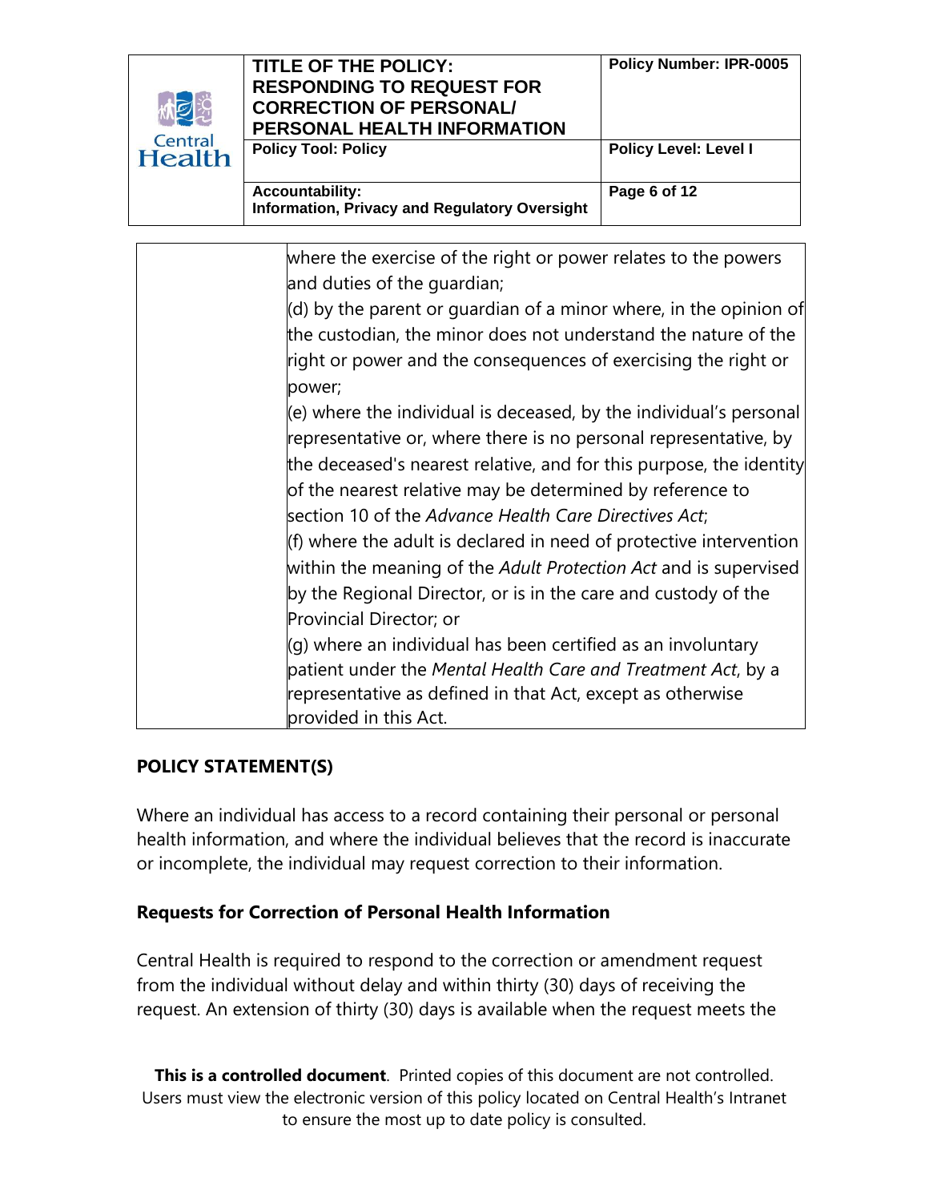| | |
|---|---|
| | where the exercise of the right or power relates to the powers and duties of the guardian;<br>(d) by the parent or guardian of a minor where, in the opinion of the custodian, the minor does not understand the nature of the right or power and the consequences of exercising the right or power;<br>(e) where the individual is deceased, by the individual's personal representative or, where there is no personal representative, by the deceased's nearest relative, and for this purpose, the identity of the nearest relative may be determined by reference to section 10 of the *Advance Health Care Directives Act*;<br>(f) where the adult is declared in need of protective intervention within the meaning of the *Adult Protection Act* and is supervised by the Regional Director, or is in the care and custody of the Provincial Director; or<br>(g) where an individual has been certified as an involuntary patient under the *Mental Health Care and Treatment Act*, by a representative as defined in that Act, except as otherwise provided in this Act. |

## POLICY STATEMENT(S)

Where an individual has access to a record containing their personal or personal health information, and where the individual believes that the record is inaccurate or incomplete, the individual may request correction to their information.

### Requests for Correction of Personal Health Information

Central Health is required to respond to the correction or amendment request from the individual without delay and within thirty (30) days of receiving the request. An extension of thirty (30) days is available when the request meets the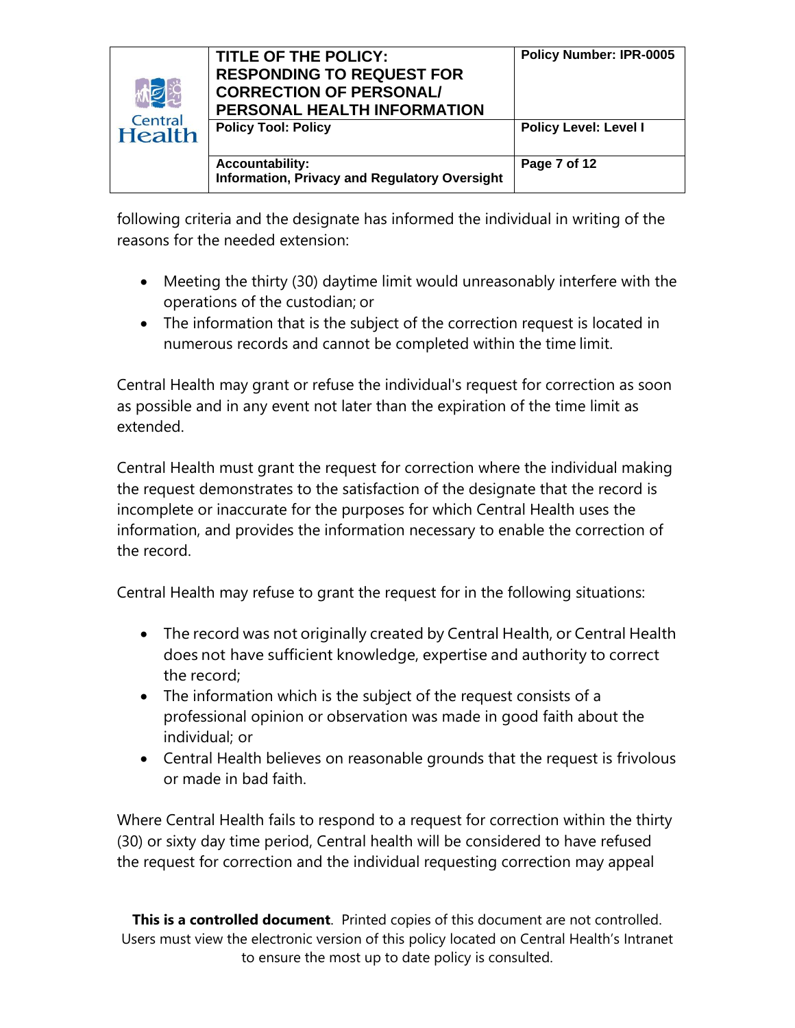following criteria and the designate has informed the individual in writing of the reasons for the needed extension:

- Meeting the thirty (30) daytime limit would unreasonably interfere with the operations of the custodian; or
- The information that is the subject of the correction request is located in numerous records and cannot be completed within the time limit.

Central Health may grant or refuse the individual's request for correction as soon as possible and in any event not later than the expiration of the time limit as extended.

Central Health must grant the request for correction where the individual making the request demonstrates to the satisfaction of the designate that the record is incomplete or inaccurate for the purposes for which Central Health uses the information, and provides the information necessary to enable the correction of the record.

Central Health may refuse to grant the request for in the following situations:

- The record was not originally created by Central Health, or Central Health does not have sufficient knowledge, expertise and authority to correct the record;
- The information which is the subject of the request consists of a professional opinion or observation was made in good faith about the individual; or
- Central Health believes on reasonable grounds that the request is frivolous or made in bad faith.

Where Central Health fails to respond to a request for correction within the thirty (30) or sixty day time period, Central health will be considered to have refused the request for correction and the individual requesting correction may appeal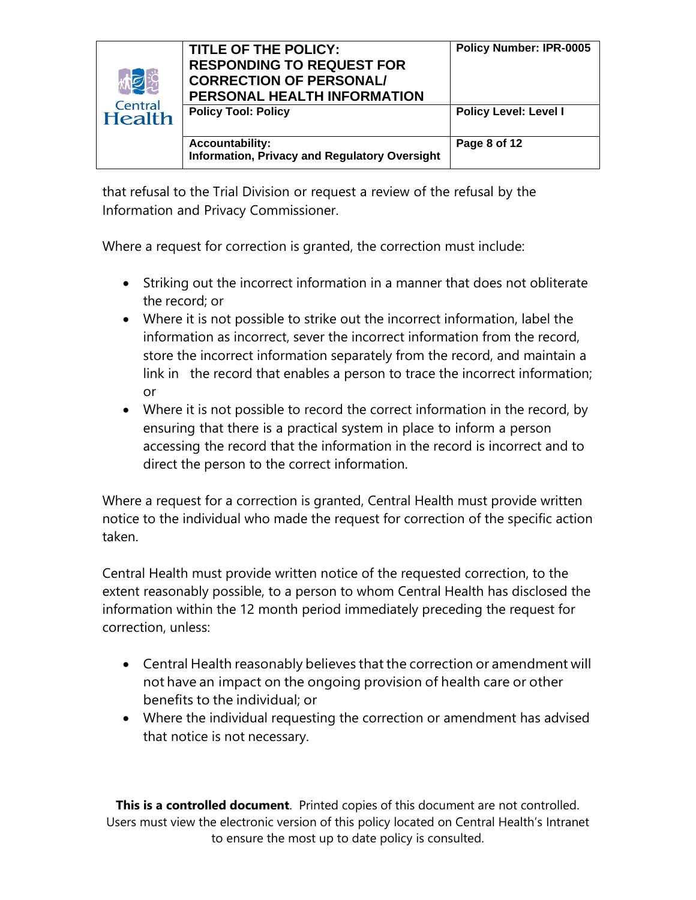that refusal to the Trial Division or request a review of the refusal by the Information and Privacy Commissioner.

Where a request for correction is granted, the correction must include:

- Striking out the incorrect information in a manner that does not obliterate the record; or
- Where it is not possible to strike out the incorrect information, label the information as incorrect, sever the incorrect information from the record, store the incorrect information separately from the record, and maintain a link in the record that enables a person to trace the incorrect information; or
- Where it is not possible to record the correct information in the record, by ensuring that there is a practical system in place to inform a person accessing the record that the information in the record is incorrect and to direct the person to the correct information.

Where a request for a correction is granted, Central Health must provide written notice to the individual who made the request for correction of the specific action taken.

Central Health must provide written notice of the requested correction, to the extent reasonably possible, to a person to whom Central Health has disclosed the information within the 12 month period immediately preceding the request for correction, unless:

- Central Health reasonably believes that the correction or amendment will not have an impact on the ongoing provision of health care or other benefits to the individual; or
- Where the individual requesting the correction or amendment has advised that notice is not necessary.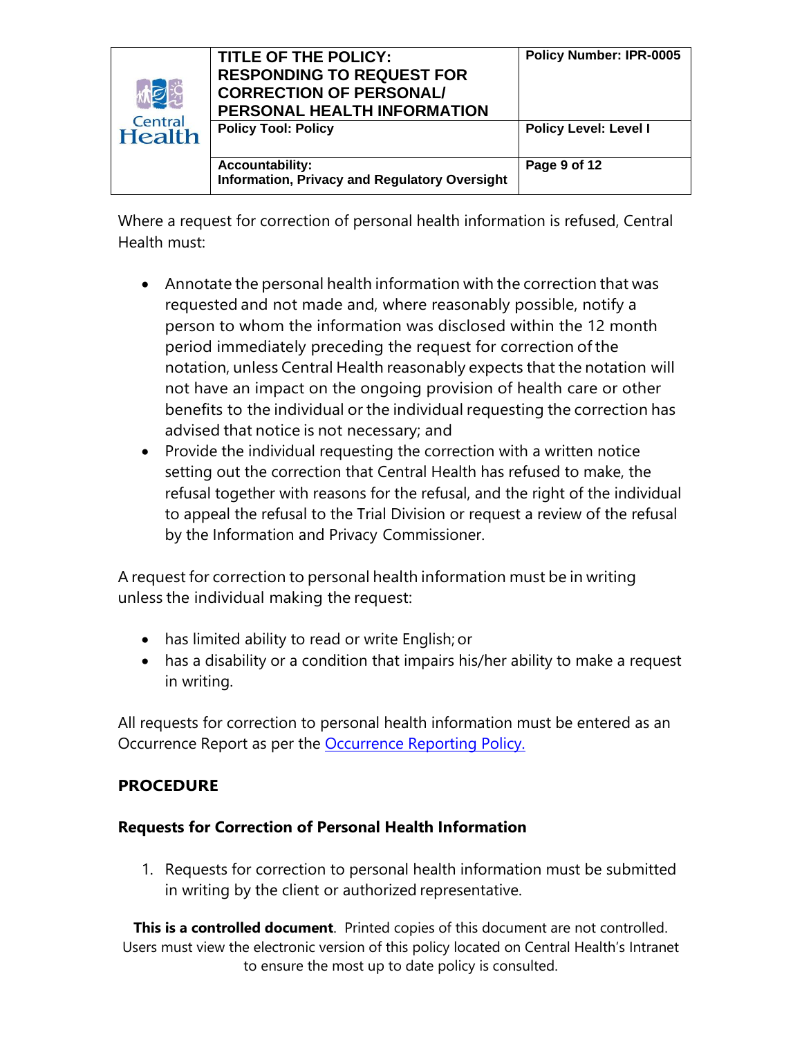Where a request for correction of personal health information is refused, Central Health must:

- Annotate the personal health information with the correction that was requested and not made and, where reasonably possible, notify a person to whom the information was disclosed within the 12 month period immediately preceding the request for correction of the notation, unless Central Health reasonably expects that the notation will not have an impact on the ongoing provision of health care or other benefits to the individual or the individual requesting the correction has advised that notice is not necessary; and
- Provide the individual requesting the correction with a written notice setting out the correction that Central Health has refused to make, the refusal together with reasons for the refusal, and the right of the individual to appeal the refusal to the Trial Division or request a review of the refusal by the Information and Privacy Commissioner.

A request for correction to personal health information must be in writing unless the individual making the request:

- has limited ability to read or write English; or
- has a disability or a condition that impairs his/her ability to make a request in writing.

All requests for correction to personal health information must be entered as an Occurrence Report as per the [Occurrence Reporting Policy.]()

## PROCEDURE

### Requests for Correction of Personal Health Information

1. Requests for correction to personal health information must be submitted in writing by the client or authorized representative.

**This is a controlled document**. Printed copies of this document are not controlled. Users must view the electronic version of this policy located on Central Health's Intranet to ensure the most up to date policy is consulted.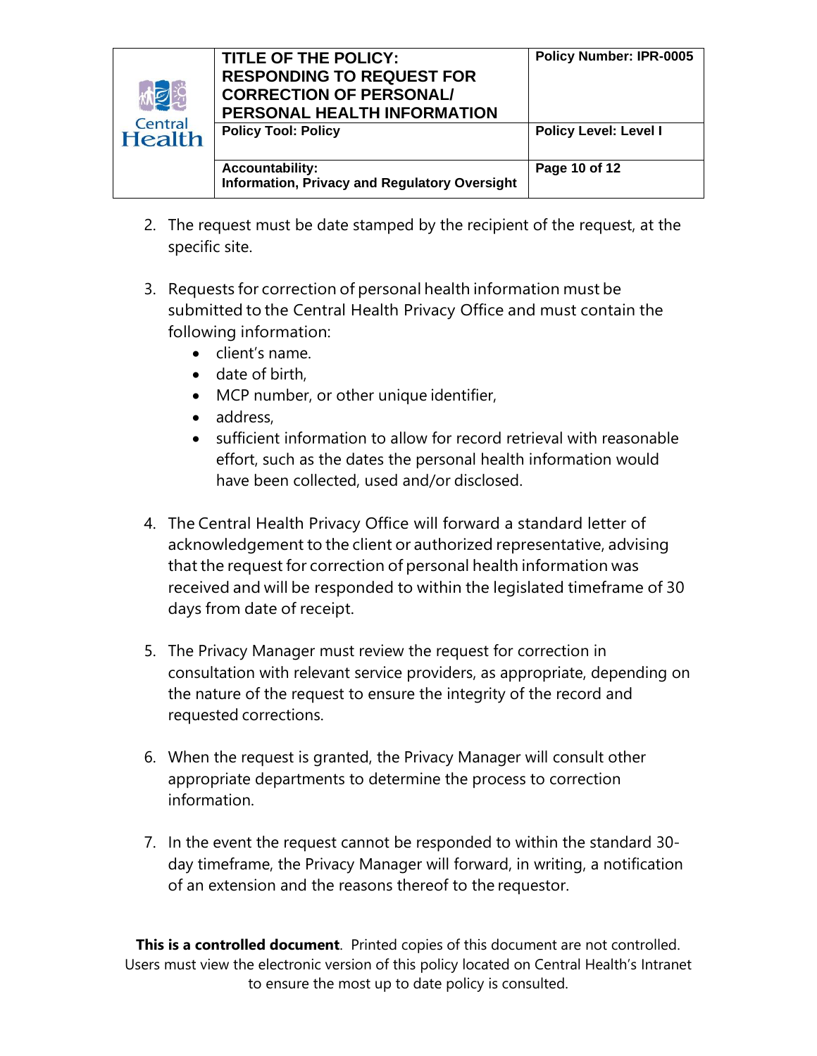2. The request must be date stamped by the recipient of the request, at the specific site.

3. Requests for correction of personal health information must be submitted to the Central Health Privacy Office and must contain the following information:
   - client's name.
   - date of birth,
   - MCP number, or other unique identifier,
   - address,
   - sufficient information to allow for record retrieval with reasonable effort, such as the dates the personal health information would have been collected, used and/or disclosed.

4. The Central Health Privacy Office will forward a standard letter of acknowledgement to the client or authorized representative, advising that the request for correction of personal health information was received and will be responded to within the legislated timeframe of 30 days from date of receipt.

5. The Privacy Manager must review the request for correction in consultation with relevant service providers, as appropriate, depending on the nature of the request to ensure the integrity of the record and requested corrections.

6. When the request is granted, the Privacy Manager will consult other appropriate departments to determine the process to correction information.

7. In the event the request cannot be responded to within the standard 30-day timeframe, the Privacy Manager will forward, in writing, a notification of an extension and the reasons thereof to the requestor.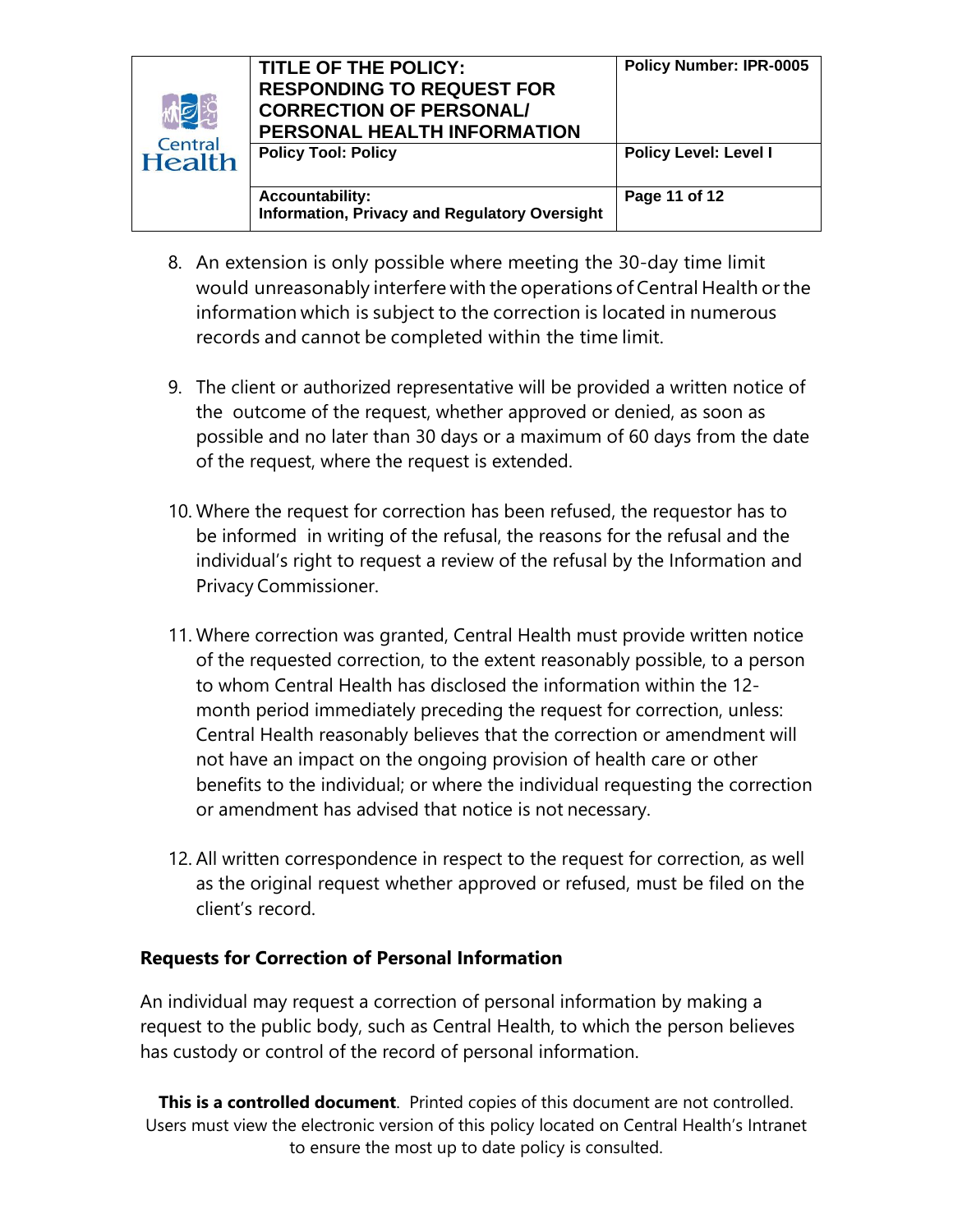8. An extension is only possible where meeting the 30-day time limit would unreasonably interfere with the operations of Central Health or the information which is subject to the correction is located in numerous records and cannot be completed within the time limit.

9. The client or authorized representative will be provided a written notice of the outcome of the request, whether approved or denied, as soon as possible and no later than 30 days or a maximum of 60 days from the date of the request, where the request is extended.

10. Where the request for correction has been refused, the requestor has to be informed in writing of the refusal, the reasons for the refusal and the individual's right to request a review of the refusal by the Information and Privacy Commissioner.

11. Where correction was granted, Central Health must provide written notice of the requested correction, to the extent reasonably possible, to a person to whom Central Health has disclosed the information within the 12-month period immediately preceding the request for correction, unless: Central Health reasonably believes that the correction or amendment will not have an impact on the ongoing provision of health care or other benefits to the individual; or where the individual requesting the correction or amendment has advised that notice is not necessary.

12. All written correspondence in respect to the request for correction, as well as the original request whether approved or refused, must be filed on the client's record.

### Requests for Correction of Personal Information

An individual may request a correction of personal information by making a request to the public body, such as Central Health, to which the person believes has custody or control of the record of personal information.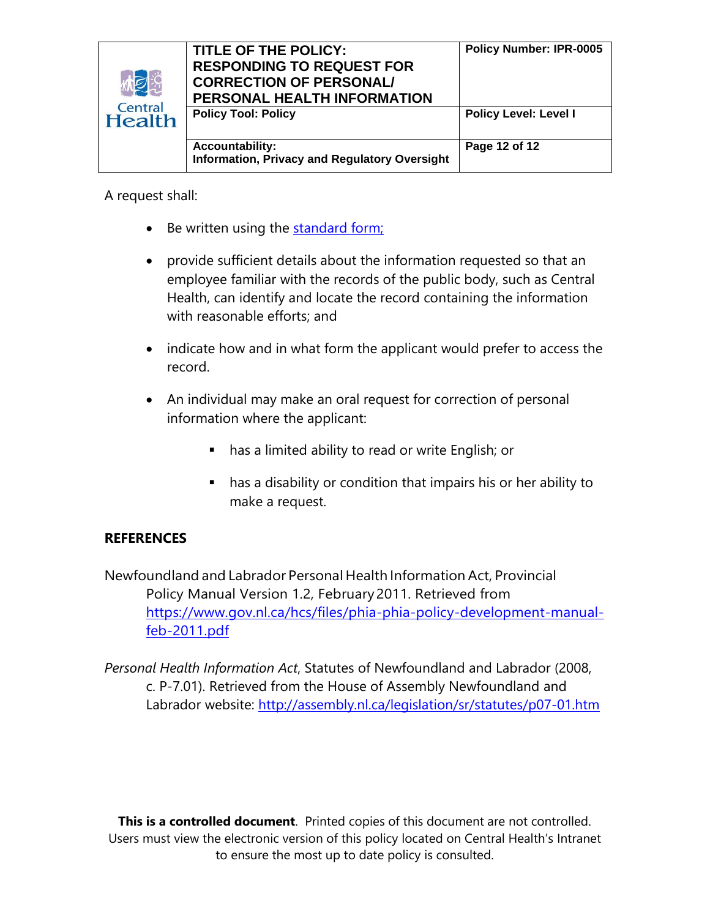A request shall:

- Be written using the [standard form;](#)
- provide sufficient details about the information requested so that an employee familiar with the records of the public body, such as Central Health, can identify and locate the record containing the information with reasonable efforts; and
- indicate how and in what form the applicant would prefer to access the record.
- An individual may make an oral request for correction of personal information where the applicant:
  - has a limited ability to read or write English; or
  - has a disability or condition that impairs his or her ability to make a request.

**REFERENCES**

Newfoundland and Labrador Personal Health Information Act, Provincial Policy Manual Version 1.2, February 2011. Retrieved from https://www.gov.nl.ca/hcs/files/phia-phia-policy-development-manual-feb-2011.pdf

*Personal Health Information Act*, Statutes of Newfoundland and Labrador (2008, c. P-7.01). Retrieved from the House of Assembly Newfoundland and Labrador website: http://assembly.nl.ca/legislation/sr/statutes/p07-01.htm

**This is a controlled document**. Printed copies of this document are not controlled. Users must view the electronic version of this policy located on Central Health's Intranet to ensure the most up to date policy is consulted.